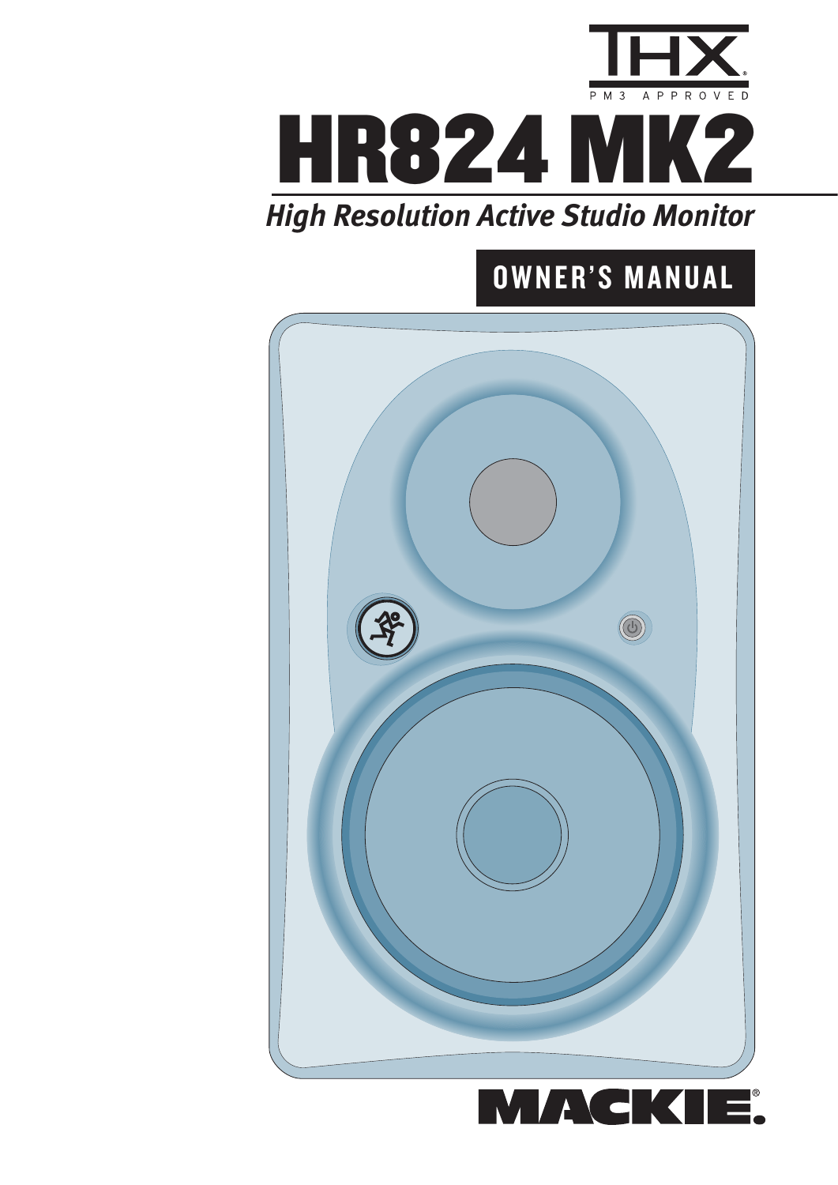THX®

PM3 APPROVED

# HR824 MK2

*High Resolution Active Studio Monitor*

## OWNER'S MANUAL

MACKIE®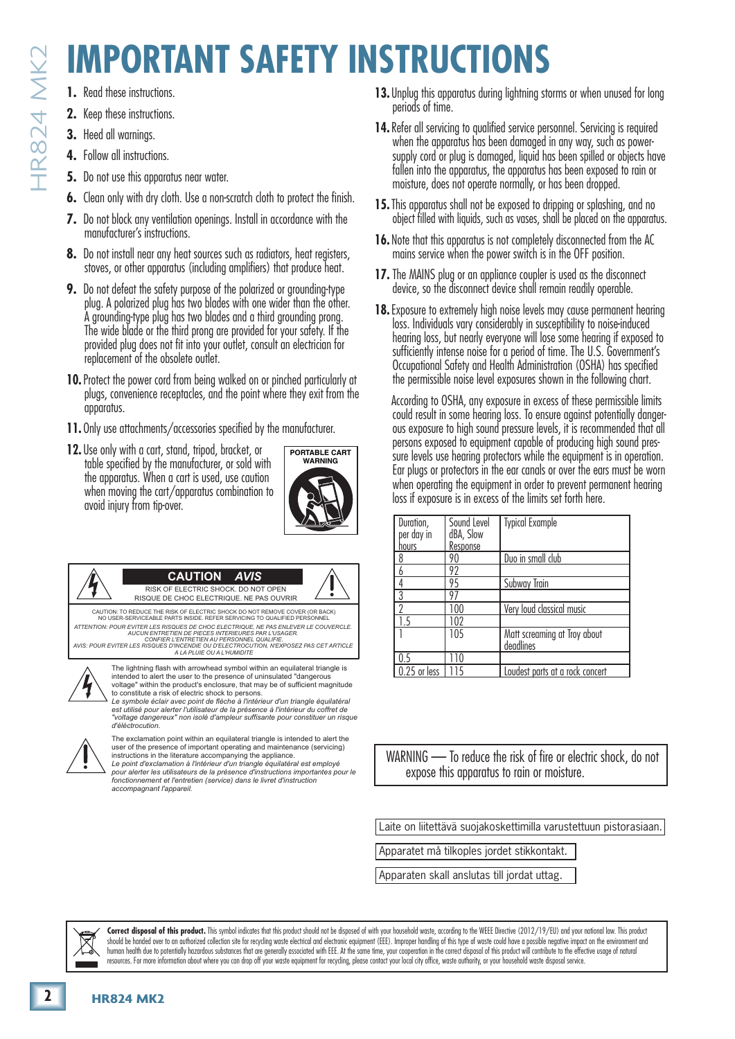# IMPORTANT SAFETY INSTRUCTIONS

1. Read these instructions.
2. Keep these instructions.
3. Heed all warnings.
4. Follow all instructions.
5. Do not use this apparatus near water.
6. Clean only with dry cloth. Use a non-scratch cloth to protect the finish.
7. Do not block any ventilation openings. Install in accordance with the manufacturer's instructions.
8. Do not install near any heat sources such as radiators, heat registers, stoves, or other apparatus (including amplifiers) that produce heat.
9. Do not defeat the safety purpose of the polarized or grounding-type plug. A polarized plug has two blades with one wider than the other. A grounding-type plug has two blades and a third grounding prong. The wide blade or the third prong are provided for your safety. If the provided plug does not fit into your outlet, consult an electrician for replacement of the obsolete outlet.
10. Protect the power cord from being walked on or pinched particularly at plugs, convenience receptacles, and the point where they exit from the apparatus.
11. Only use attachments/accessories specified by the manufacturer.
12. Use only with a cart, stand, tripod, bracket, or table specified by the manufacturer, or sold with the apparatus. When a cart is used, use caution when moving the cart/apparatus combination to avoid injury from tip-over.

PORTABLE CART WARNING

13. Unplug this apparatus during lightning storms or when unused for long periods of time.
14. Refer all servicing to qualified service personnel. Servicing is required when the apparatus has been damaged in any way, such as power-supply cord or plug is damaged, liquid has been spilled or objects have fallen into the apparatus, the apparatus has been exposed to rain or moisture, does not operate normally, or has been dropped.
15. This apparatus shall not be exposed to dripping or splashing, and no object filled with liquids, such as vases, shall be placed on the apparatus.
16. Note that this apparatus is not completely disconnected from the AC mains service when the power switch is in the OFF position.
17. The MAINS plug or an appliance coupler is used as the disconnect device, so the disconnect device shall remain readily operable.
18. Exposure to extremely high noise levels may cause permanent hearing loss. Individuals vary considerably in susceptibility to noise-induced hearing loss, but nearly everyone will lose some hearing if exposed to sufficiently intense noise for a period of time. The U.S. Government's Occupational Safety and Health Administration (OSHA) has specified the permissible noise level exposures shown in the following chart.

    According to OSHA, any exposure in excess of these permissible limits could result in some hearing loss. To ensure against potentially dangerous exposure to high sound pressure levels, it is recommended that all persons exposed to equipment capable of producing high sound pressure levels use hearing protectors while the equipment is in operation. Ear plugs or protectors in the ear canals or over the ears must be worn when operating the equipment in order to prevent permanent hearing loss if exposure is in excess of the limits set forth here.

| Duration, per day in hours | Sound Level dBA, Slow Response | Typical Example |
|---|---|---|
| 8 | 90 | Duo in small club |
| 6 | 92 | |
| 4 | 95 | Subway Train |
| 3 | 97 | |
| 2 | 100 | Very loud classical music |
| 1.5 | 102 | |
| 1 | 105 | Matt screaming at Troy about deadlines |
| 0.5 | 110 | |
| 0.25 or less | 115 | Loudest parts at a rock concert |

**CAUTION** *AVIS*

RISK OF ELECTRIC SHOCK. DO NOT OPEN
RISQUE DE CHOC ELECTRIQUE. NE PAS OUVRIR

CAUTION: TO REDUCE THE RISK OF ELECTRIC SHOCK DO NOT REMOVE COVER (OR BACK) NO USER-SERVICEABLE PARTS INSIDE. REFER SERVICING TO QUALIFIED PERSONNEL

*ATTENTION: POUR EVITER LES RISQUES DE CHOC ELECTRIQUE, NE PAS ENLEVER LE COUVERCLE. AUCUN ENTRETIEN DE PIECES INTERIEURES PAR L'USAGER. CONFIER L'ENTRETIEN AU PERSONNEL QUALIFIE.*
*AVIS: POUR EVITER LES RISQUES D'INCENDIE OU D'ELECTROCUTION, N'EXPOSEZ PAS CET ARTICLE A LA PLUIE OU A L'HUMIDITE*

The lightning flash with arrowhead symbol within an equilateral triangle is intended to alert the user to the presence of uninsulated "dangerous voltage" within the product's enclosure, that may be of sufficient magnitude to constitute a risk of electric shock to persons.
*Le symbole éclair avec point de flèche à l'intérieur d'un triangle équilatéral est utilisé pour alerter l'utilisateur de la présence à l'intérieur du coffret de "voltage dangereux" non isolé d'ampleur suffisante pour constituer un risque d'éléctrocution.*

The exclamation point within an equilateral triangle is intended to alert the user of the presence of important operating and maintenance (servicing) instructions in the literature accompanying the appliance.
*Le point d'exclamation à l'intérieur d'un triangle équilatéral est employé pour alerter les utilisateurs de la présence d'instructions importantes pour le fonctionnement et l'entretien (service) dans le livret d'instruction accompagnant l'appareil.*

WARNING — To reduce the risk of fire or electric shock, do not expose this apparatus to rain or moisture.

Laite on liitettävä suojakoskettimilla varustettuun pistorasiaan.

Apparatet må tilkoples jordet stikkontakt.

Apparaten skall anslutas till jordat uttag.

**Correct disposal of this product.** This symbol indicates that this product should not be disposed of with your household waste, according to the WEEE Directive (2012/19/EU) and your national law. This product should be handed over to an authorized collection site for recycling waste electrical and electronic equipment (EEE). Improper handling of this type of waste could have a possible negative impact on the environment and human health due to potentially hazardous substances that are generally associated with EEE. At the same time, your cooperation in the correct disposal of this product will contribute to the effective usage of natural resources. For more information about where you can drop off your waste equipment for recycling, please contact your local city office, waste authority, or your household waste disposal service.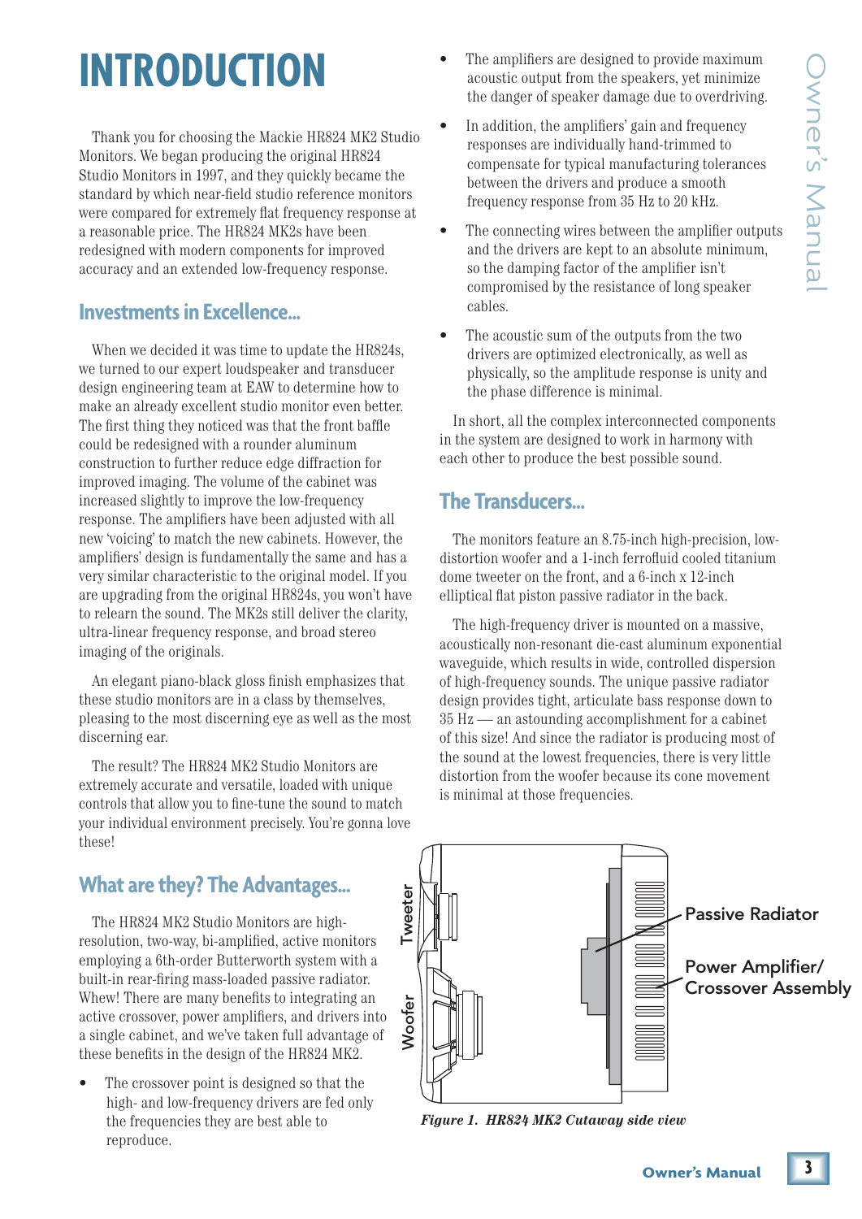# INTRODUCTION

Thank you for choosing the Mackie HR824 MK2 Studio Monitors. We began producing the original HR824 Studio Monitors in 1997, and they quickly became the standard by which near-field studio reference monitors were compared for extremely flat frequency response at a reasonable price. The HR824 MK2s have been redesigned with modern components for improved accuracy and an extended low-frequency response.

## Investments in Excellence...

When we decided it was time to update the HR824s, we turned to our expert loudspeaker and transducer design engineering team at EAW to determine how to make an already excellent studio monitor even better. The first thing they noticed was that the front baffle could be redesigned with a rounder aluminum construction to further reduce edge diffraction for improved imaging. The volume of the cabinet was increased slightly to improve the low-frequency response. The amplifiers have been adjusted with all new 'voicing' to match the new cabinets. However, the amplifiers' design is fundamentally the same and has a very similar characteristic to the original model. If you are upgrading from the original HR824s, you won't have to relearn the sound. The MK2s still deliver the clarity, ultra-linear frequency response, and broad stereo imaging of the originals.

An elegant piano-black gloss finish emphasizes that these studio monitors are in a class by themselves, pleasing to the most discerning eye as well as the most discerning ear.

The result? The HR824 MK2 Studio Monitors are extremely accurate and versatile, loaded with unique controls that allow you to fine-tune the sound to match your individual environment precisely. You're gonna love these!

## What are they? The Advantages...

The HR824 MK2 Studio Monitors are high-resolution, two-way, bi-amplified, active monitors employing a 6th-order Butterworth system with a built-in rear-firing mass-loaded passive radiator. Whew! There are many benefits to integrating an active crossover, power amplifiers, and drivers into a single cabinet, and we've taken full advantage of these benefits in the design of the HR824 MK2.

- The crossover point is designed so that the high- and low-frequency drivers are fed only the frequencies they are best able to reproduce.
- The amplifiers are designed to provide maximum acoustic output from the speakers, yet minimize the danger of speaker damage due to overdriving.
- In addition, the amplifiers' gain and frequency responses are individually hand-trimmed to compensate for typical manufacturing tolerances between the drivers and produce a smooth frequency response from 35 Hz to 20 kHz.
- The connecting wires between the amplifier outputs and the drivers are kept to an absolute minimum, so the damping factor of the amplifier isn't compromised by the resistance of long speaker cables.
- The acoustic sum of the outputs from the two drivers are optimized electronically, as well as physically, so the amplitude response is unity and the phase difference is minimal.

In short, all the complex interconnected components in the system are designed to work in harmony with each other to produce the best possible sound.

## The Transducers...

The monitors feature an 8.75-inch high-precision, low-distortion woofer and a 1-inch ferrofluid cooled titanium dome tweeter on the front, and a 6-inch x 12-inch elliptical flat piston passive radiator in the back.

The high-frequency driver is mounted on a massive, acoustically non-resonant die-cast aluminum exponential waveguide, which results in wide, controlled dispersion of high-frequency sounds. The unique passive radiator design provides tight, articulate bass response down to 35 Hz — an astounding accomplishment for a cabinet of this size! And since the radiator is producing most of the sound at the lowest frequencies, there is very little distortion from the woofer because its cone movement is minimal at those frequencies.

Tweeter — Woofer — Passive Radiator — Power Amplifier/ Crossover Assembly

*Figure 1. HR824 MK2 Cutaway side view*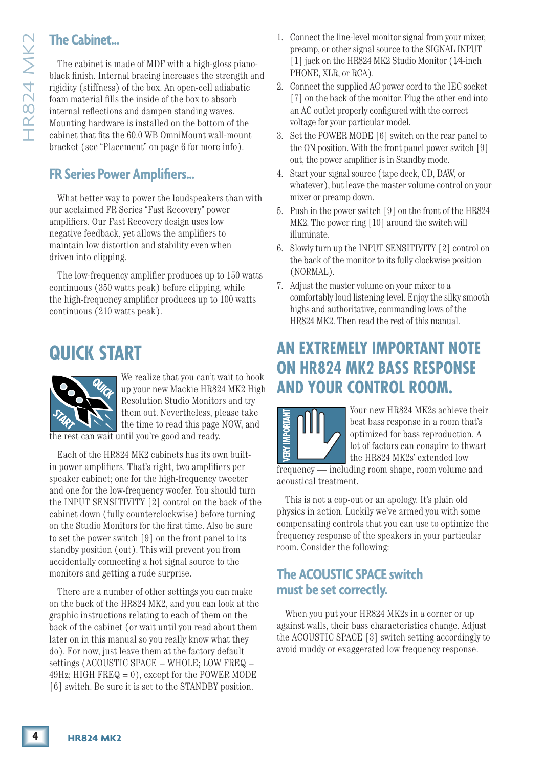## The Cabinet...

The cabinet is made of MDF with a high-gloss piano-black finish. Internal bracing increases the strength and rigidity (stiffness) of the box. An open-cell adiabatic foam material fills the inside of the box to absorb internal reflections and dampen standing waves. Mounting hardware is installed on the bottom of the cabinet that fits the 60.0 WB OmniMount wall-mount bracket (see "Placement" on page 6 for more info).

## FR Series Power Amplifiers...

What better way to power the loudspeakers than with our acclaimed FR Series "Fast Recovery" power amplifiers. Our Fast Recovery design uses low negative feedback, yet allows the amplifiers to maintain low distortion and stability even when driven into clipping.

The low-frequency amplifier produces up to 150 watts continuous (350 watts peak) before clipping, while the high-frequency amplifier produces up to 100 watts continuous (210 watts peak).

# QUICK START

We realize that you can't wait to hook up your new Mackie HR824 MK2 High Resolution Studio Monitors and try them out. Nevertheless, please take the time to read this page NOW, and the rest can wait until you're good and ready.

Each of the HR824 MK2 cabinets has its own built-in power amplifiers. That's right, two amplifiers per speaker cabinet; one for the high-frequency tweeter and one for the low-frequency woofer. You should turn the INPUT SENSITIVITY [2] control on the back of the cabinet down (fully counterclockwise) before turning on the Studio Monitors for the first time. Also be sure to set the power switch [9] on the front panel to its standby position (out). This will prevent you from accidentally connecting a hot signal source to the monitors and getting a rude surprise.

There are a number of other settings you can make on the back of the HR824 MK2, and you can look at the graphic instructions relating to each of them on the back of the cabinet (or wait until you read about them later on in this manual so you really know what they do). For now, just leave them at the factory default settings (ACOUSTIC SPACE = WHOLE; LOW FREQ = 49Hz; HIGH FREQ = 0), except for the POWER MODE [6] switch. Be sure it is set to the STANDBY position.

1. Connect the line-level monitor signal from your mixer, preamp, or other signal source to the SIGNAL INPUT [1] jack on the HR824 MK2 Studio Monitor (1/4-inch PHONE, XLR, or RCA).
2. Connect the supplied AC power cord to the IEC socket [7] on the back of the monitor. Plug the other end into an AC outlet properly configured with the correct voltage for your particular model.
3. Set the POWER MODE [6] switch on the rear panel to the ON position. With the front panel power switch [9] out, the power amplifier is in Standby mode.
4. Start your signal source (tape deck, CD, DAW, or whatever), but leave the master volume control on your mixer or preamp down.
5. Push in the power switch [9] on the front of the HR824 MK2. The power ring [10] around the switch will illuminate.
6. Slowly turn up the INPUT SENSITIVITY [2] control on the back of the monitor to its fully clockwise position (NORMAL).
7. Adjust the master volume on your mixer to a comfortably loud listening level. Enjoy the silky smooth highs and authoritative, commanding lows of the HR824 MK2. Then read the rest of this manual.

# AN EXTREMELY IMPORTANT NOTE ON HR824 MK2 BASS RESPONSE AND YOUR CONTROL ROOM.

Your new HR824 MK2s achieve their best bass response in a room that's optimized for bass reproduction. A lot of factors can conspire to thwart the HR824 MK2s' extended low frequency — including room shape, room volume and acoustical treatment.

This is not a cop-out or an apology. It's plain old physics in action. Luckily we've armed you with some compensating controls that you can use to optimize the frequency response of the speakers in your particular room. Consider the following:

## The ACOUSTIC SPACE switch must be set correctly.

When you put your HR824 MK2s in a corner or up against walls, their bass characteristics change. Adjust the ACOUSTIC SPACE [3] switch setting accordingly to avoid muddy or exaggerated low frequency response.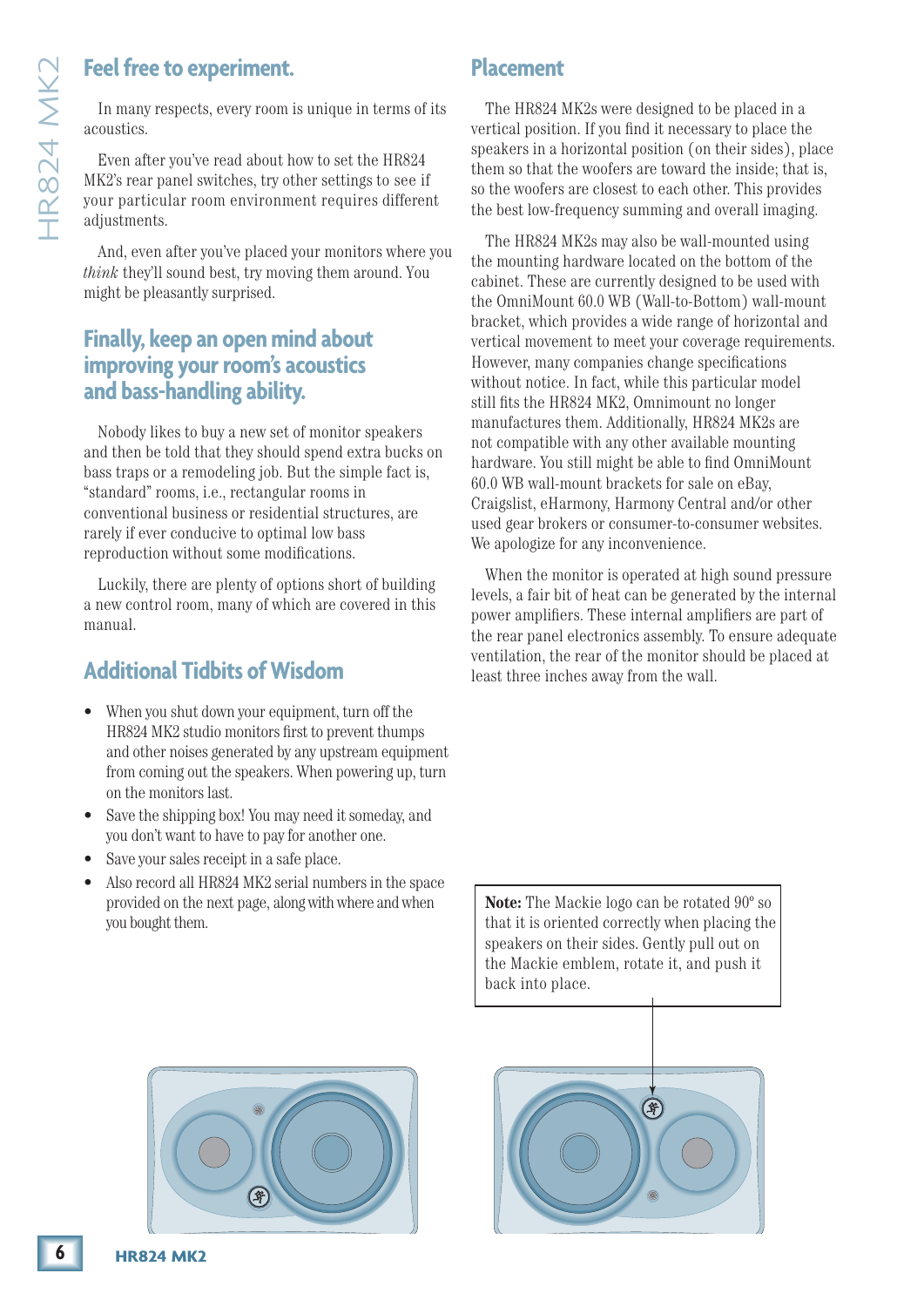## Feel free to experiment.

In many respects, every room is unique in terms of its acoustics.

Even after you've read about how to set the HR824 MK2's rear panel switches, try other settings to see if your particular room environment requires different adjustments.

And, even after you've placed your monitors where you *think* they'll sound best, try moving them around. You might be pleasantly surprised.

## Finally, keep an open mind about improving your room's acoustics and bass-handling ability.

Nobody likes to buy a new set of monitor speakers and then be told that they should spend extra bucks on bass traps or a remodeling job. But the simple fact is, "standard" rooms, i.e., rectangular rooms in conventional business or residential structures, are rarely if ever conducive to optimal low bass reproduction without some modifications.

Luckily, there are plenty of options short of building a new control room, many of which are covered in this manual.

## Additional Tidbits of Wisdom

- When you shut down your equipment, turn off the HR824 MK2 studio monitors first to prevent thumps and other noises generated by any upstream equipment from coming out the speakers. When powering up, turn on the monitors last.
- Save the shipping box! You may need it someday, and you don't want to have to pay for another one.
- Save your sales receipt in a safe place.
- Also record all HR824 MK2 serial numbers in the space provided on the next page, along with where and when you bought them.

## Placement

The HR824 MK2s were designed to be placed in a vertical position. If you find it necessary to place the speakers in a horizontal position (on their sides), place them so that the woofers are toward the inside; that is, so the woofers are closest to each other. This provides the best low-frequency summing and overall imaging.

The HR824 MK2s may also be wall-mounted using the mounting hardware located on the bottom of the cabinet. These are currently designed to be used with the OmniMount 60.0 WB (Wall-to-Bottom) wall-mount bracket, which provides a wide range of horizontal and vertical movement to meet your coverage requirements. However, many companies change specifications without notice. In fact, while this particular model still fits the HR824 MK2, Omnimount no longer manufactures them. Additionally, HR824 MK2s are not compatible with any other available mounting hardware. You still might be able to find OmniMount 60.0 WB wall-mount brackets for sale on eBay, Craigslist, eHarmony, Harmony Central and/or other used gear brokers or consumer-to-consumer websites. We apologize for any inconvenience.

When the monitor is operated at high sound pressure levels, a fair bit of heat can be generated by the internal power amplifiers. These internal amplifiers are part of the rear panel electronics assembly. To ensure adequate ventilation, the rear of the monitor should be placed at least three inches away from the wall.

**Note:** The Mackie logo can be rotated 90º so that it is oriented correctly when placing the speakers on their sides. Gently pull out on the Mackie emblem, rotate it, and push it back into place.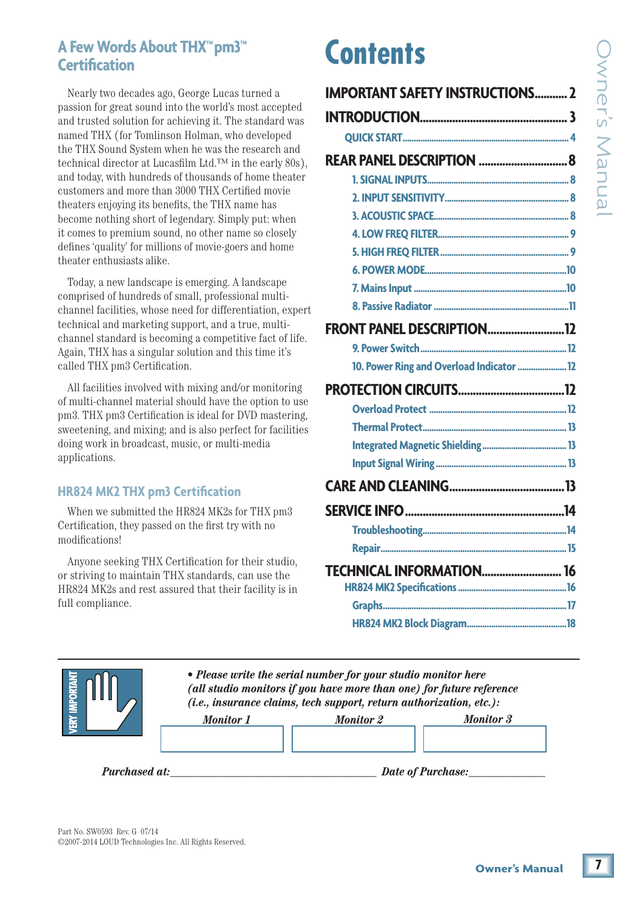## A Few Words About THX™ pm3™ Certification

Nearly two decades ago, George Lucas turned a passion for great sound into the world's most accepted and trusted solution for achieving it. The standard was named THX (for Tomlinson Holman, who developed the THX Sound System when he was the research and technical director at Lucasfilm Ltd.™ in the early 80s), and today, with hundreds of thousands of home theater customers and more than 3000 THX Certified movie theaters enjoying its benefits, the THX name has become nothing short of legendary. Simply put: when it comes to premium sound, no other name so closely defines 'quality' for millions of movie-goers and home theater enthusiasts alike.

Today, a new landscape is emerging. A landscape comprised of hundreds of small, professional multi-channel facilities, whose need for differentiation, expert technical and marketing support, and a true, multi-channel standard is becoming a competitive fact of life. Again, THX has a singular solution and this time it's called THX pm3 Certification.

All facilities involved with mixing and/or monitoring of multi-channel material should have the option to use pm3. THX pm3 Certification is ideal for DVD mastering, sweetening, and mixing; and is also perfect for facilities doing work in broadcast, music, or multi-media applications.

### HR824 MK2 THX pm3 Certification

When we submitted the HR824 MK2s for THX pm3 Certification, they passed on the first try with no modifications!

Anyone seeking THX Certification for their studio, or striving to maintain THX standards, can use the HR824 MK2s and rest assured that their facility is in full compliance.

# Contents

**IMPORTANT SAFETY INSTRUCTIONS** .......... 2

**INTRODUCTION** .......... 3
- QUICK START .......... 4

**REAR PANEL DESCRIPTION** .......... 8
- 1. SIGNAL INPUTS .......... 8
- 2. INPUT SENSITIVITY .......... 8
- 3. ACOUSTIC SPACE .......... 8
- 4. LOW FREQ FILTER .......... 9
- 5. HIGH FREQ FILTER .......... 9
- 6. POWER MODE .......... 10
- 7. Mains Input .......... 10
- 8. Passive Radiator .......... 11

**FRONT PANEL DESCRIPTION** .......... 12
- 9. Power Switch .......... 12
- 10. Power Ring and Overload Indicator .......... 12

**PROTECTION CIRCUITS** .......... 12
- Overload Protect .......... 12
- Thermal Protect .......... 13
- Integrated Magnetic Shielding .......... 13
- Input Signal Wiring .......... 13

**CARE AND CLEANING** .......... 13

**SERVICE INFO** .......... 14
- Troubleshooting .......... 14
- Repair .......... 15

**TECHNICAL INFORMATION** .......... 16
- HR824 MK2 Specifications .......... 16
- Graphs .......... 17
- HR824 MK2 Block Diagram .......... 18

VERY IMPORTANT

***• Please write the serial number for your studio monitor here (all studio monitors if you have more than one) for future reference (i.e., insurance claims, tech support, return authorization, etc.):***

| *Monitor 1* | *Monitor 2* | *Monitor 3* |
|---|---|---|
| | | |

***Purchased at:*** ______________________ ***Date of Purchase:*** ____________

Part No. SW0593 Rev. G 07/14
©2007-2014 LOUD Technologies Inc. All Rights Reserved.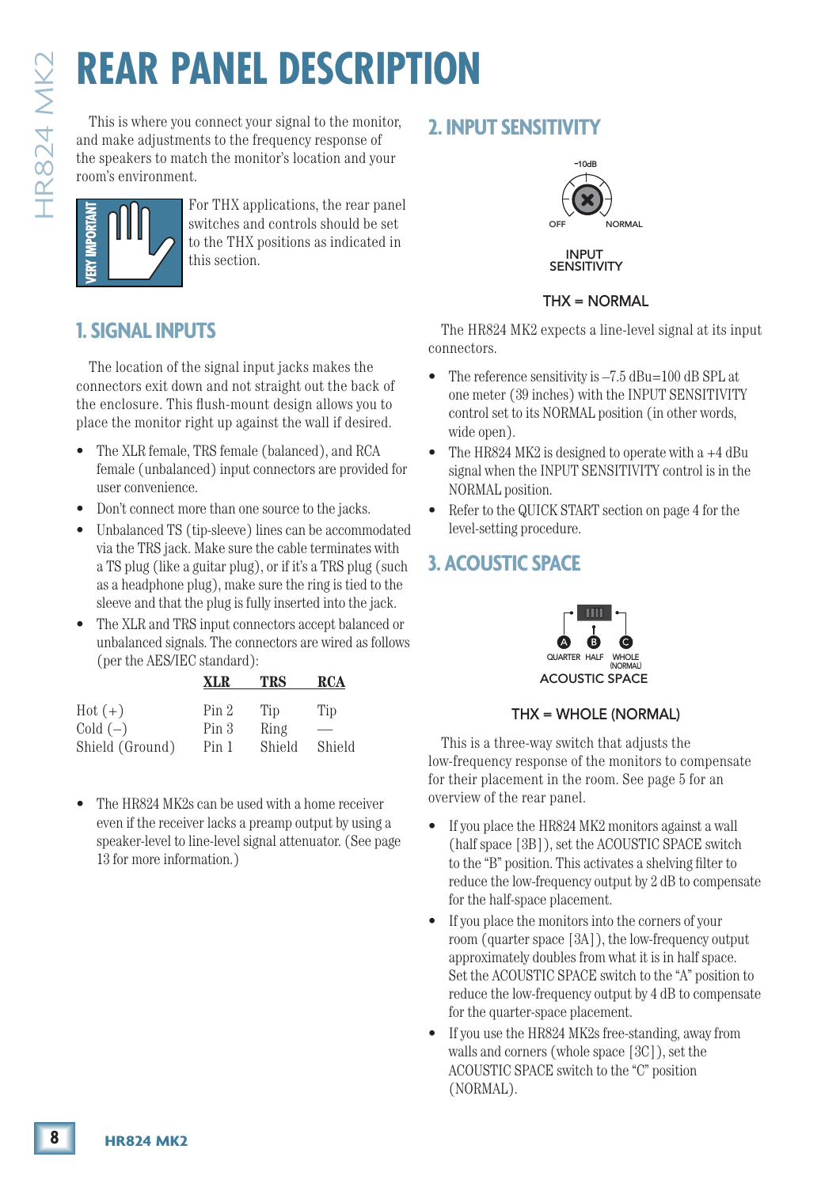# REAR PANEL DESCRIPTION

This is where you connect your signal to the monitor, and make adjustments to the frequency response of the speakers to match the monitor's location and your room's environment.

VERY IMPORTANT

For THX applications, the rear panel switches and controls should be set to the THX positions as indicated in this section.

## 1. SIGNAL INPUTS

The location of the signal input jacks makes the connectors exit down and not straight out the back of the enclosure. This flush-mount design allows you to place the monitor right up against the wall if desired.

- The XLR female, TRS female (balanced), and RCA female (unbalanced) input connectors are provided for user convenience.
- Don't connect more than one source to the jacks.
- Unbalanced TS (tip-sleeve) lines can be accommodated via the TRS jack. Make sure the cable terminates with a TS plug (like a guitar plug), or if it's a TRS plug (such as a headphone plug), make sure the ring is tied to the sleeve and that the plug is fully inserted into the jack.
- The XLR and TRS input connectors accept balanced or unbalanced signals. The connectors are wired as follows (per the AES/IEC standard):

| | XLR | TRS | RCA |
|---|---|---|---|
| Hot (+) | Pin 2 | Tip | Tip |
| Cold (–) | Pin 3 | Ring | — |
| Shield (Ground) | Pin 1 | Shield | Shield |

- The HR824 MK2s can be used with a home receiver even if the receiver lacks a preamp output by using a speaker-level to line-level signal attenuator. (See page 13 for more information.)

## 2. INPUT SENSITIVITY

–10dB

OFF NORMAL

INPUT SENSITIVITY

THX = NORMAL

The HR824 MK2 expects a line-level signal at its input connectors.

- The reference sensitivity is –7.5 dBu=100 dB SPL at one meter (39 inches) with the INPUT SENSITIVITY control set to its NORMAL position (in other words, wide open).
- The HR824 MK2 is designed to operate with a +4 dBu signal when the INPUT SENSITIVITY control is in the NORMAL position.
- Refer to the QUICK START section on page 4 for the level-setting procedure.

## 3. ACOUSTIC SPACE

A QUARTER B HALF C WHOLE (NORMAL)

ACOUSTIC SPACE

THX = WHOLE (NORMAL)

This is a three-way switch that adjusts the low-frequency response of the monitors to compensate for their placement in the room. See page 5 for an overview of the rear panel.

- If you place the HR824 MK2 monitors against a wall (half space [3B]), set the ACOUSTIC SPACE switch to the "B" position. This activates a shelving filter to reduce the low-frequency output by 2 dB to compensate for the half-space placement.
- If you place the monitors into the corners of your room (quarter space [3A]), the low-frequency output approximately doubles from what it is in half space. Set the ACOUSTIC SPACE switch to the "A" position to reduce the low-frequency output by 4 dB to compensate for the quarter-space placement.
- If you use the HR824 MK2s free-standing, away from walls and corners (whole space [3C]), set the ACOUSTIC SPACE switch to the "C" position (NORMAL).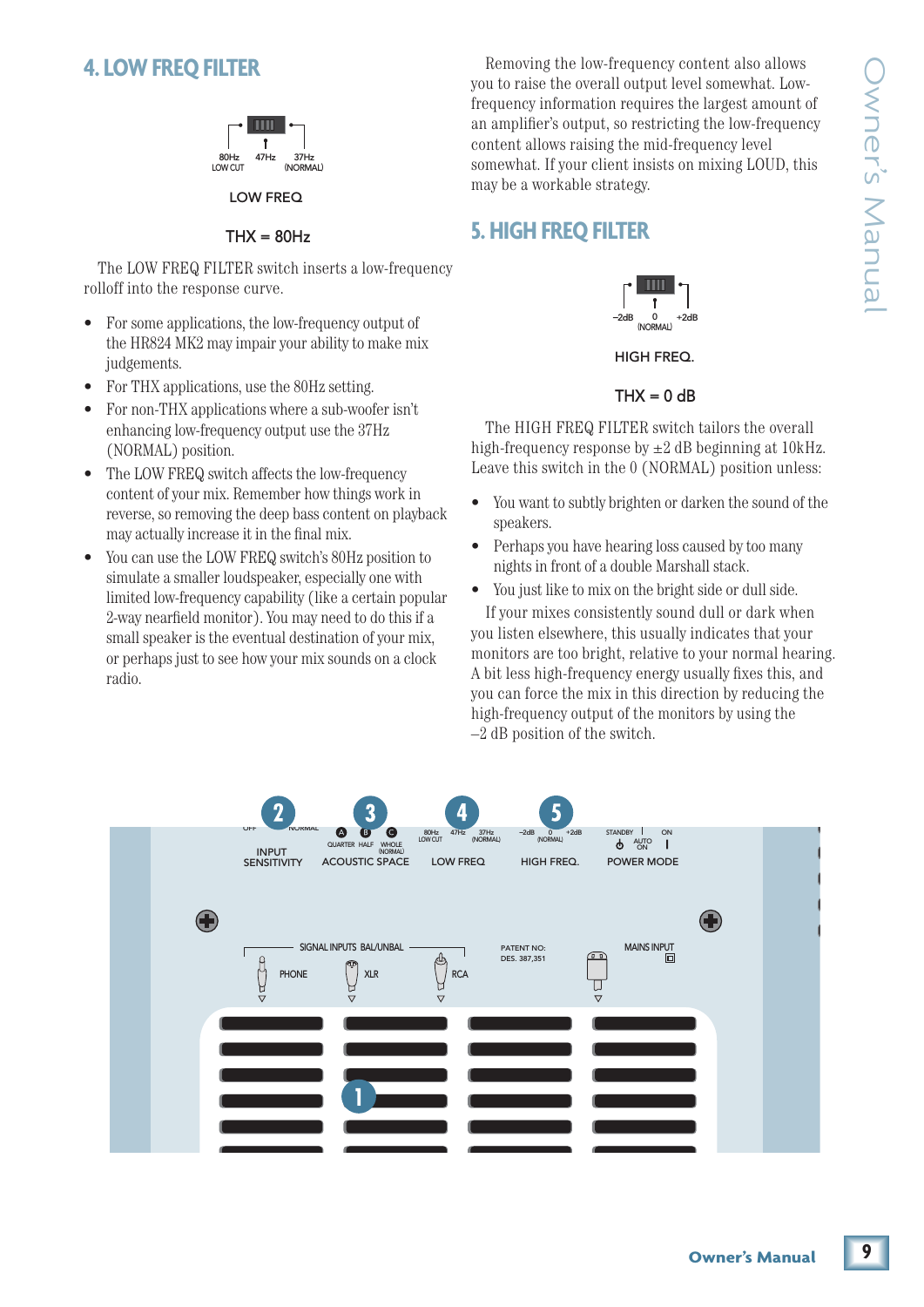## 4. LOW FREQ FILTER

80Hz LOW CUT | 47Hz | 37Hz (NORMAL)

LOW FREQ

THX = 80Hz

The LOW FREQ FILTER switch inserts a low-frequency rolloff into the response curve.

- For some applications, the low-frequency output of the HR824 MK2 may impair your ability to make mix judgements.
- For THX applications, use the 80Hz setting.
- For non-THX applications where a sub-woofer isn't enhancing low-frequency output use the 37Hz (NORMAL) position.
- The LOW FREQ switch affects the low-frequency content of your mix. Remember how things work in reverse, so removing the deep bass content on playback may actually increase it in the final mix.
- You can use the LOW FREQ switch's 80Hz position to simulate a smaller loudspeaker, especially one with limited low-frequency capability (like a certain popular 2-way nearfield monitor). You may need to do this if a small speaker is the eventual destination of your mix, or perhaps just to see how your mix sounds on a clock radio.

Removing the low-frequency content also allows you to raise the overall output level somewhat. Low-frequency information requires the largest amount of an amplifier's output, so restricting the low-frequency content allows raising the mid-frequency level somewhat. If your client insists on mixing LOUD, this may be a workable strategy.

## 5. HIGH FREQ FILTER

–2dB | 0 (NORMAL) | +2dB

HIGH FREQ.

THX = 0 dB

The HIGH FREQ FILTER switch tailors the overall high-frequency response by ±2 dB beginning at 10kHz. Leave this switch in the 0 (NORMAL) position unless:

- You want to subtly brighten or darken the sound of the speakers.
- Perhaps you have hearing loss caused by too many nights in front of a double Marshall stack.
- You just like to mix on the bright side or dull side.

If your mixes consistently sound dull or dark when you listen elsewhere, this usually indicates that your monitors are too bright, relative to your normal hearing. A bit less high-frequency energy usually fixes this, and you can force the mix in this direction by reducing the high-frequency output of the monitors by using the –2 dB position of the switch.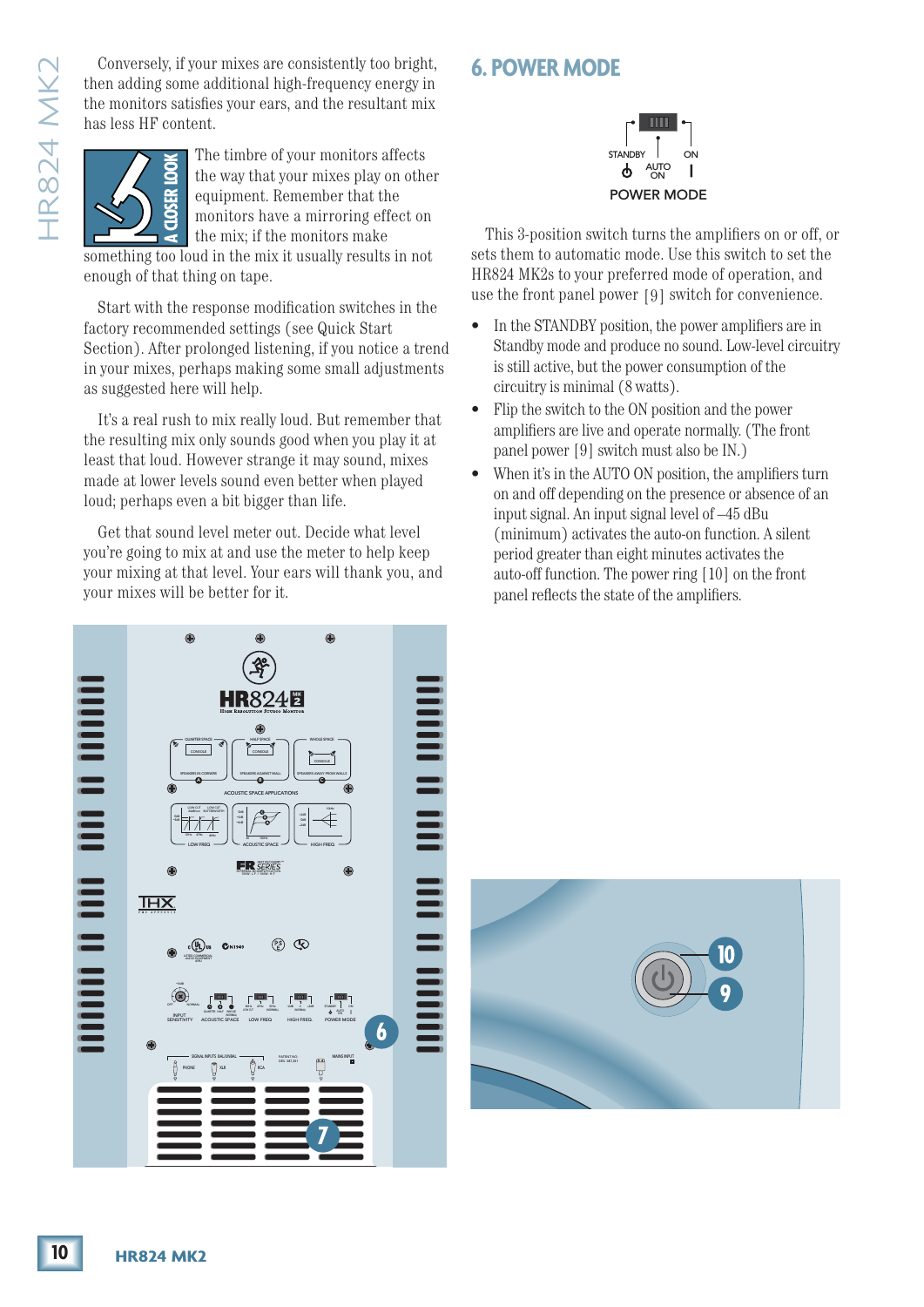Conversely, if your mixes are consistently too bright, then adding some additional high-frequency energy in the monitors satisfies your ears, and the resultant mix has less HF content.

**A CLOSER LOOK**

The timbre of your monitors affects the way that your mixes play on other equipment. Remember that the monitors have a mirroring effect on the mix; if the monitors make something too loud in the mix it usually results in not enough of that thing on tape.

Start with the response modification switches in the factory recommended settings (see Quick Start Section). After prolonged listening, if you notice a trend in your mixes, perhaps making some small adjustments as suggested here will help.

It's a real rush to mix really loud. But remember that the resulting mix only sounds good when you play it at least that loud. However strange it may sound, mixes made at lower levels sound even better when played loud; perhaps even a bit bigger than life.

Get that sound level meter out. Decide what level you're going to mix at and use the meter to help keep your mixing at that level. Your ears will thank you, and your mixes will be better for it.

## 6. POWER MODE

STANDBY AUTO ON ON
POWER MODE

This 3-position switch turns the amplifiers on or off, or sets them to automatic mode. Use this switch to set the HR824 MK2s to your preferred mode of operation, and use the front panel power [9] switch for convenience.

- In the STANDBY position, the power amplifiers are in Standby mode and produce no sound. Low-level circuitry is still active, but the power consumption of the circuitry is minimal (8 watts).
- Flip the switch to the ON position and the power amplifiers are live and operate normally. (The front panel power [9] switch must also be IN.)
- When it's in the AUTO ON position, the amplifiers turn on and off depending on the presence or absence of an input signal. An input signal level of –45 dBu (minimum) activates the auto-on function. A silent period greater than eight minutes activates the auto-off function. The power ring [10] on the front panel reflects the state of the amplifiers.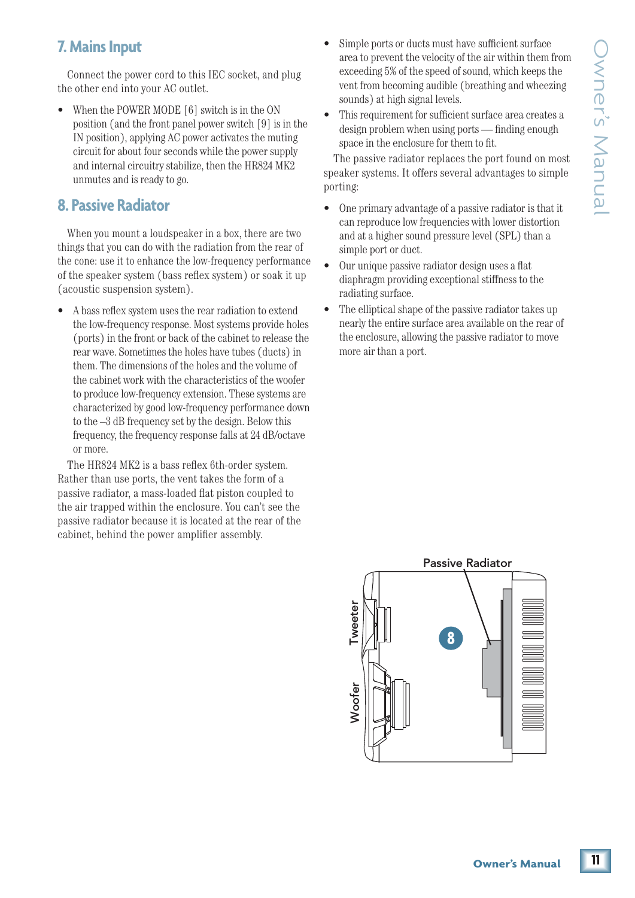## 7. Mains Input

Connect the power cord to this IEC socket, and plug the other end into your AC outlet.

- When the POWER MODE [6] switch is in the ON position (and the front panel power switch [9] is in the IN position), applying AC power activates the muting circuit for about four seconds while the power supply and internal circuitry stabilize, then the HR824 MK2 unmutes and is ready to go.

## 8. Passive Radiator

When you mount a loudspeaker in a box, there are two things that you can do with the radiation from the rear of the cone: use it to enhance the low-frequency performance of the speaker system (bass reflex system) or soak it up (acoustic suspension system).

- A bass reflex system uses the rear radiation to extend the low-frequency response. Most systems provide holes (ports) in the front or back of the cabinet to release the rear wave. Sometimes the holes have tubes (ducts) in them. The dimensions of the holes and the volume of the cabinet work with the characteristics of the woofer to produce low-frequency extension. These systems are characterized by good low-frequency performance down to the –3 dB frequency set by the design. Below this frequency, the frequency response falls at 24 dB/octave or more.

The HR824 MK2 is a bass reflex 6th-order system. Rather than use ports, the vent takes the form of a passive radiator, a mass-loaded flat piston coupled to the air trapped within the enclosure. You can't see the passive radiator because it is located at the rear of the cabinet, behind the power amplifier assembly.

- Simple ports or ducts must have sufficient surface area to prevent the velocity of the air within them from exceeding 5% of the speed of sound, which keeps the vent from becoming audible (breathing and wheezing sounds) at high signal levels.
- This requirement for sufficient surface area creates a design problem when using ports — finding enough space in the enclosure for them to fit.

The passive radiator replaces the port found on most speaker systems. It offers several advantages to simple porting:

- One primary advantage of a passive radiator is that it can reproduce low frequencies with lower distortion and at a higher sound pressure level (SPL) than a simple port or duct.
- Our unique passive radiator design uses a flat diaphragm providing exceptional stiffness to the radiating surface.
- The elliptical shape of the passive radiator takes up nearly the entire surface area available on the rear of the enclosure, allowing the passive radiator to move more air than a port.

Passive Radiator

Tweeter

Woofer

8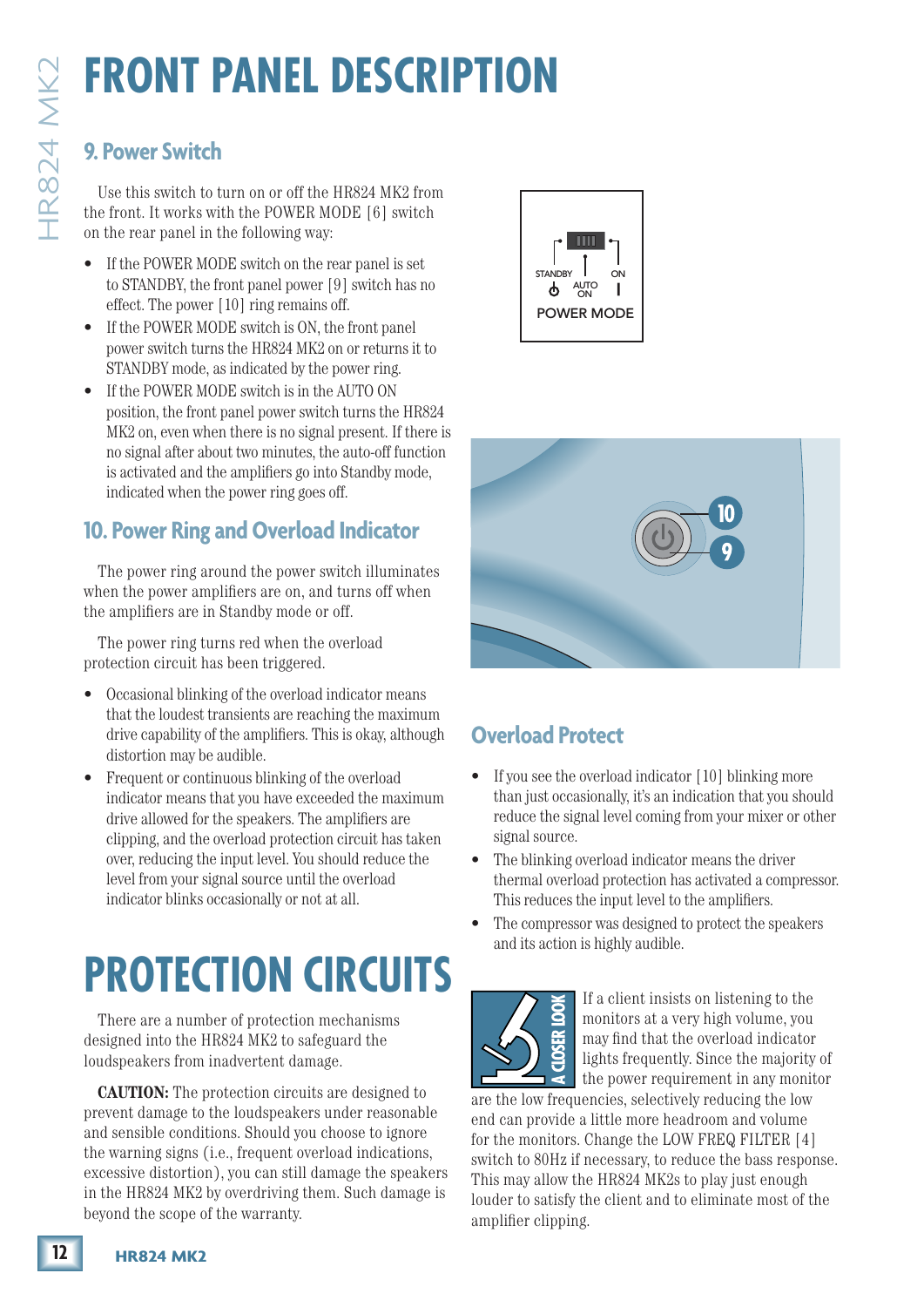# FRONT PANEL DESCRIPTION

## 9. Power Switch

Use this switch to turn on or off the HR824 MK2 from the front. It works with the POWER MODE [6] switch on the rear panel in the following way:

- If the POWER MODE switch on the rear panel is set to STANDBY, the front panel power [9] switch has no effect. The power [10] ring remains off.
- If the POWER MODE switch is ON, the front panel power switch turns the HR824 MK2 on or returns it to STANDBY mode, as indicated by the power ring.
- If the POWER MODE switch is in the AUTO ON position, the front panel power switch turns the HR824 MK2 on, even when there is no signal present. If there is no signal after about two minutes, the auto-off function is activated and the amplifiers go into Standby mode, indicated when the power ring goes off.

## 10. Power Ring and Overload Indicator

The power ring around the power switch illuminates when the power amplifiers are on, and turns off when the amplifiers are in Standby mode or off.

The power ring turns red when the overload protection circuit has been triggered.

- Occasional blinking of the overload indicator means that the loudest transients are reaching the maximum drive capability of the amplifiers. This is okay, although distortion may be audible.
- Frequent or continuous blinking of the overload indicator means that you have exceeded the maximum drive allowed for the speakers. The amplifiers are clipping, and the overload protection circuit has taken over, reducing the input level. You should reduce the level from your signal source until the overload indicator blinks occasionally or not at all.

# PROTECTION CIRCUITS

There are a number of protection mechanisms designed into the HR824 MK2 to safeguard the loudspeakers from inadvertent damage.

**CAUTION:** The protection circuits are designed to prevent damage to the loudspeakers under reasonable and sensible conditions. Should you choose to ignore the warning signs (i.e., frequent overload indications, excessive distortion), you can still damage the speakers in the HR824 MK2 by overdriving them. Such damage is beyond the scope of the warranty.

STANDBY AUTO ON ON
POWER MODE

## Overload Protect

- If you see the overload indicator [10] blinking more than just occasionally, it's an indication that you should reduce the signal level coming from your mixer or other signal source.
- The blinking overload indicator means the driver thermal overload protection has activated a compressor. This reduces the input level to the amplifiers.
- The compressor was designed to protect the speakers and its action is highly audible.

**A CLOSER LOOK**

If a client insists on listening to the monitors at a very high volume, you may find that the overload indicator lights frequently. Since the majority of the power requirement in any monitor are the low frequencies, selectively reducing the low end can provide a little more headroom and volume for the monitors. Change the LOW FREQ FILTER [4] switch to 80Hz if necessary, to reduce the bass response. This may allow the HR824 MK2s to play just enough louder to satisfy the client and to eliminate most of the amplifier clipping.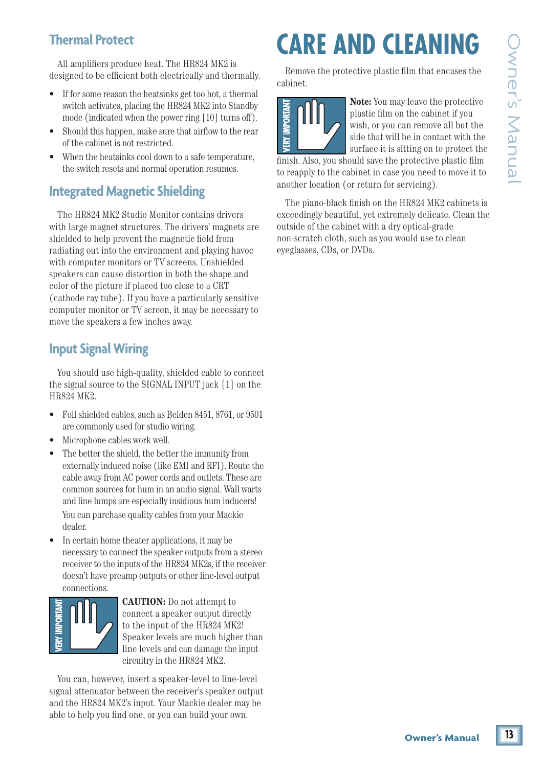## Thermal Protect

All amplifiers produce heat. The HR824 MK2 is designed to be efficient both electrically and thermally.

- If for some reason the heatsinks get too hot, a thermal switch activates, placing the HR824 MK2 into Standby mode (indicated when the power ring [10] turns off).
- Should this happen, make sure that airflow to the rear of the cabinet is not restricted.
- When the heatsinks cool down to a safe temperature, the switch resets and normal operation resumes.

## Integrated Magnetic Shielding

The HR824 MK2 Studio Monitor contains drivers with large magnet structures. The drivers' magnets are shielded to help prevent the magnetic field from radiating out into the environment and playing havoc with computer monitors or TV screens. Unshielded speakers can cause distortion in both the shape and color of the picture if placed too close to a CRT (cathode ray tube). If you have a particularly sensitive computer monitor or TV screen, it may be necessary to move the speakers a few inches away.

## Input Signal Wiring

You should use high-quality, shielded cable to connect the signal source to the SIGNAL INPUT jack [1] on the HR824 MK2.

- Foil shielded cables, such as Belden 8451, 8761, or 9501 are commonly used for studio wiring.
- Microphone cables work well.
- The better the shield, the better the immunity from externally induced noise (like EMI and RFI). Route the cable away from AC power cords and outlets. These are common sources for hum in an audio signal. Wall warts and line lumps are especially insidious hum inducers!

  You can purchase quality cables from your Mackie dealer.
- In certain home theater applications, it may be necessary to connect the speaker outputs from a stereo receiver to the inputs of the HR824 MK2s, if the receiver doesn't have preamp outputs or other line-level output connections.

VERY IMPORTANT

**CAUTION:** Do not attempt to connect a speaker output directly to the input of the HR824 MK2! Speaker levels are much higher than line levels and can damage the input circuitry in the HR824 MK2.

You can, however, insert a speaker-level to line-level signal attenuator between the receiver's speaker output and the HR824 MK2's input. Your Mackie dealer may be able to help you find one, or you can build your own.

# CARE AND CLEANING

Remove the protective plastic film that encases the cabinet.

VERY IMPORTANT

**Note:** You may leave the protective plastic film on the cabinet if you wish, or you can remove all but the side that will be in contact with the surface it is sitting on to protect the finish. Also, you should save the protective plastic film to reapply to the cabinet in case you need to move it to another location (or return for servicing).

The piano-black finish on the HR824 MK2 cabinets is exceedingly beautiful, yet extremely delicate. Clean the outside of the cabinet with a dry optical-grade non-scratch cloth, such as you would use to clean eyeglasses, CDs, or DVDs.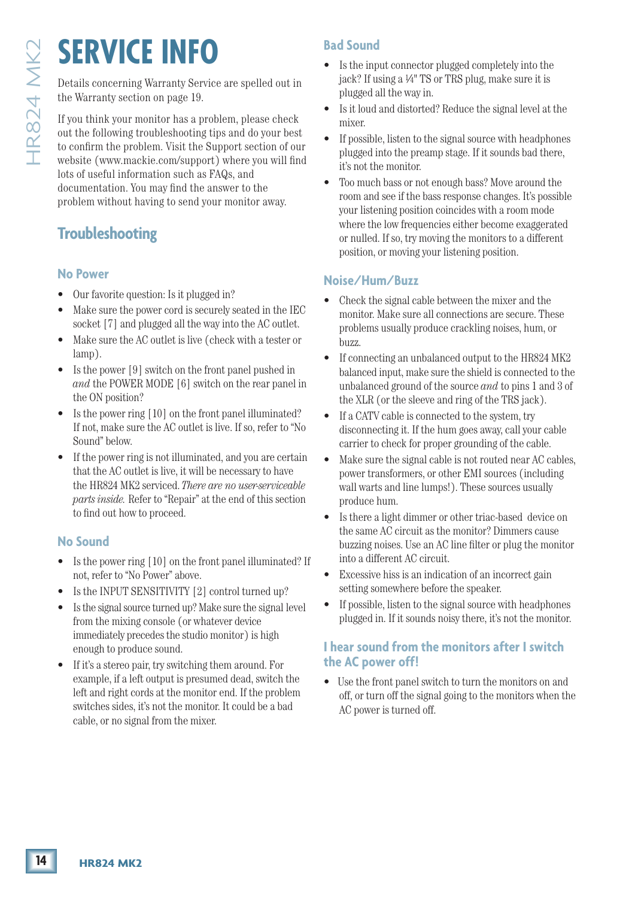# SERVICE INFO

Details concerning Warranty Service are spelled out in the Warranty section on page 19.

If you think your monitor has a problem, please check out the following troubleshooting tips and do your best to confirm the problem. Visit the Support section of our website (www.mackie.com/support) where you will find lots of useful information such as FAQs, and documentation. You may find the answer to the problem without having to send your monitor away.

## Troubleshooting

### No Power

- Our favorite question: Is it plugged in?
- Make sure the power cord is securely seated in the IEC socket [7] and plugged all the way into the AC outlet.
- Make sure the AC outlet is live (check with a tester or lamp).
- Is the power [9] switch on the front panel pushed in *and* the POWER MODE [6] switch on the rear panel in the ON position?
- Is the power ring [10] on the front panel illuminated? If not, make sure the AC outlet is live. If so, refer to "No Sound" below.
- If the power ring is not illuminated, and you are certain that the AC outlet is live, it will be necessary to have the HR824 MK2 serviced. *There are no user-serviceable parts inside.* Refer to "Repair" at the end of this section to find out how to proceed.

### No Sound

- Is the power ring [10] on the front panel illuminated? If not, refer to "No Power" above.
- Is the INPUT SENSITIVITY [2] control turned up?
- Is the signal source turned up? Make sure the signal level from the mixing console (or whatever device immediately precedes the studio monitor) is high enough to produce sound.
- If it's a stereo pair, try switching them around. For example, if a left output is presumed dead, switch the left and right cords at the monitor end. If the problem switches sides, it's not the monitor. It could be a bad cable, or no signal from the mixer.

### Bad Sound

- Is the input connector plugged completely into the jack? If using a ¼" TS or TRS plug, make sure it is plugged all the way in.
- Is it loud and distorted? Reduce the signal level at the mixer.
- If possible, listen to the signal source with headphones plugged into the preamp stage. If it sounds bad there, it's not the monitor.
- Too much bass or not enough bass? Move around the room and see if the bass response changes. It's possible your listening position coincides with a room mode where the low frequencies either become exaggerated or nulled. If so, try moving the monitors to a different position, or moving your listening position.

### Noise/Hum/Buzz

- Check the signal cable between the mixer and the monitor. Make sure all connections are secure. These problems usually produce crackling noises, hum, or buzz.
- If connecting an unbalanced output to the HR824 MK2 balanced input, make sure the shield is connected to the unbalanced ground of the source *and* to pins 1 and 3 of the XLR (or the sleeve and ring of the TRS jack).
- If a CATV cable is connected to the system, try disconnecting it. If the hum goes away, call your cable carrier to check for proper grounding of the cable.
- Make sure the signal cable is not routed near AC cables, power transformers, or other EMI sources (including wall warts and line lumps!). These sources usually produce hum.
- Is there a light dimmer or other triac-based device on the same AC circuit as the monitor? Dimmers cause buzzing noises. Use an AC line filter or plug the monitor into a different AC circuit.
- Excessive hiss is an indication of an incorrect gain setting somewhere before the speaker.
- If possible, listen to the signal source with headphones plugged in. If it sounds noisy there, it's not the monitor.

### I hear sound from the monitors after I switch the AC power off!

- Use the front panel switch to turn the monitors on and off, or turn off the signal going to the monitors when the AC power is turned off.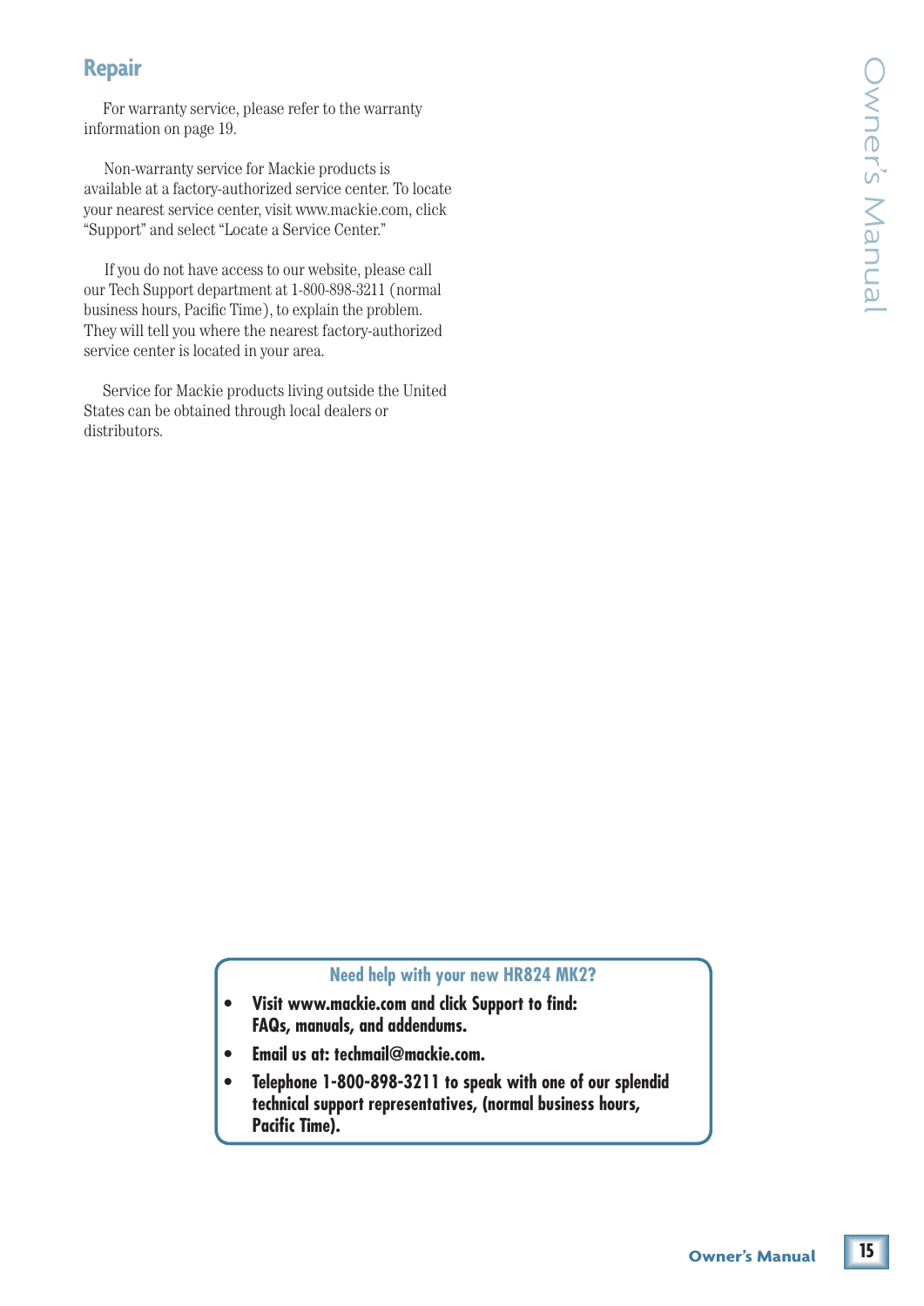## Repair

For warranty service, please refer to the warranty information on page 19.

Non-warranty service for Mackie products is available at a factory-authorized service center. To locate your nearest service center, visit www.mackie.com, click "Support" and select "Locate a Service Center."

If you do not have access to our website, please call our Tech Support department at 1-800-898-3211 (normal business hours, Pacific Time), to explain the problem. They will tell you where the nearest factory-authorized service center is located in your area.

Service for Mackie products living outside the United States can be obtained through local dealers or distributors.

**Need help with your new HR824 MK2?**

- **Visit www.mackie.com and click Support to find: FAQs, manuals, and addendums.**
- **Email us at: techmail@mackie.com.**
- **Telephone 1-800-898-3211 to speak with one of our splendid technical support representatives, (normal business hours, Pacific Time).**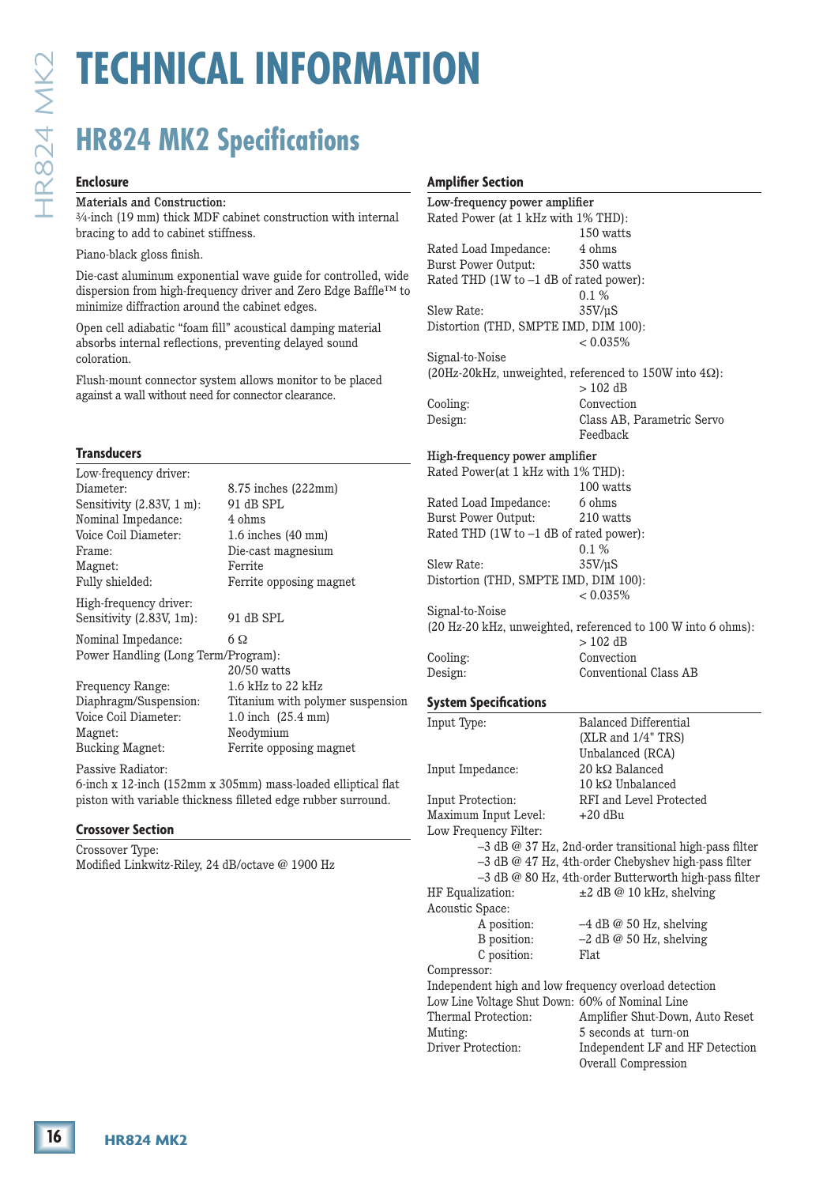# TECHNICAL INFORMATION

## HR824 MK2 Specifications

### Enclosure

**Materials and Construction:**
¾-inch (19 mm) thick MDF cabinet construction with internal bracing to add to cabinet stiffness.

Piano-black gloss finish.

Die-cast aluminum exponential wave guide for controlled, wide dispersion from high-frequency driver and Zero Edge Baffle™ to minimize diffraction around the cabinet edges.

Open cell adiabatic "foam fill" acoustical damping material absorbs internal reflections, preventing delayed sound coloration.

Flush-mount connector system allows monitor to be placed against a wall without need for connector clearance.

### Transducers

Low-frequency driver:

| | |
|---|---|
| Diameter: | 8.75 inches (222mm) |
| Sensitivity (2.83V, 1 m): | 91 dB SPL |
| Nominal Impedance: | 4 ohms |
| Voice Coil Diameter: | 1.6 inches (40 mm) |
| Frame: | Die-cast magnesium |
| Magnet: | Ferrite |
| Fully shielded: | Ferrite opposing magnet |

High-frequency driver:

| | |
|---|---|
| Sensitivity (2.83V, 1m): | 91 dB SPL |
| Nominal Impedance: | 6 Ω |
| Power Handling (Long Term/Program): | 20/50 watts |
| Frequency Range: | 1.6 kHz to 22 kHz |
| Diaphragm/Suspension: | Titanium with polymer suspension |
| Voice Coil Diameter: | 1.0 inch (25.4 mm) |
| Magnet: | Neodymium |
| Bucking Magnet: | Ferrite opposing magnet |

Passive Radiator:
6-inch x 12-inch (152mm x 305mm) mass-loaded elliptical flat piston with variable thickness filleted edge rubber surround.

### Crossover Section

Crossover Type:
Modified Linkwitz-Riley, 24 dB/octave @ 1900 Hz

### Amplifier Section

Low-frequency power amplifier

| | |
|---|---|
| Rated Power (at 1 kHz with 1% THD): | 150 watts |
| Rated Load Impedance: | 4 ohms |
| Burst Power Output: | 350 watts |
| Rated THD (1W to –1 dB of rated power): | 0.1 % |
| Slew Rate: | 35V/μS |
| Distortion (THD, SMPTE IMD, DIM 100): | < 0.035% |
| Signal-to-Noise (20Hz-20kHz, unweighted, referenced to 150W into 4Ω): | > 102 dB |
| Cooling: | Convection |
| Design: | Class AB, Parametric Servo Feedback |

High-frequency power amplifier

| | |
|---|---|
| Rated Power(at 1 kHz with 1% THD): | 100 watts |
| Rated Load Impedance: | 6 ohms |
| Burst Power Output: | 210 watts |
| Rated THD (1W to –1 dB of rated power): | 0.1 % |
| Slew Rate: | 35V/μS |
| Distortion (THD, SMPTE IMD, DIM 100): | < 0.035% |
| Signal-to-Noise (20 Hz-20 kHz, unweighted, referenced to 100 W into 6 ohms): | > 102 dB |
| Cooling: | Convection |
| Design: | Conventional Class AB |

### System Specifications

| | |
|---|---|
| Input Type: | Balanced Differential (XLR and 1/4" TRS) Unbalanced (RCA) |
| Input Impedance: | 20 kΩ Balanced, 10 kΩ Unbalanced |
| Input Protection: | RFI and Level Protected |
| Maximum Input Level: | +20 dBu |

Low Frequency Filter:
- –3 dB @ 37 Hz, 2nd-order transitional high-pass filter
- –3 dB @ 47 Hz, 4th-order Chebyshev high-pass filter
- –3 dB @ 80 Hz, 4th-order Butterworth high-pass filter

HF Equalization: ±2 dB @ 10 kHz, shelving

Acoustic Space:

| | |
|---|---|
| A position: | –4 dB @ 50 Hz, shelving |
| B position: | –2 dB @ 50 Hz, shelving |
| C position: | Flat |

Compressor:
Independent high and low frequency overload detection

| | |
|---|---|
| Low Line Voltage Shut Down: | 60% of Nominal Line |
| Thermal Protection: | Amplifier Shut-Down, Auto Reset |
| Muting: | 5 seconds at turn-on |
| Driver Protection: | Independent LF and HF Detection, Overall Compression |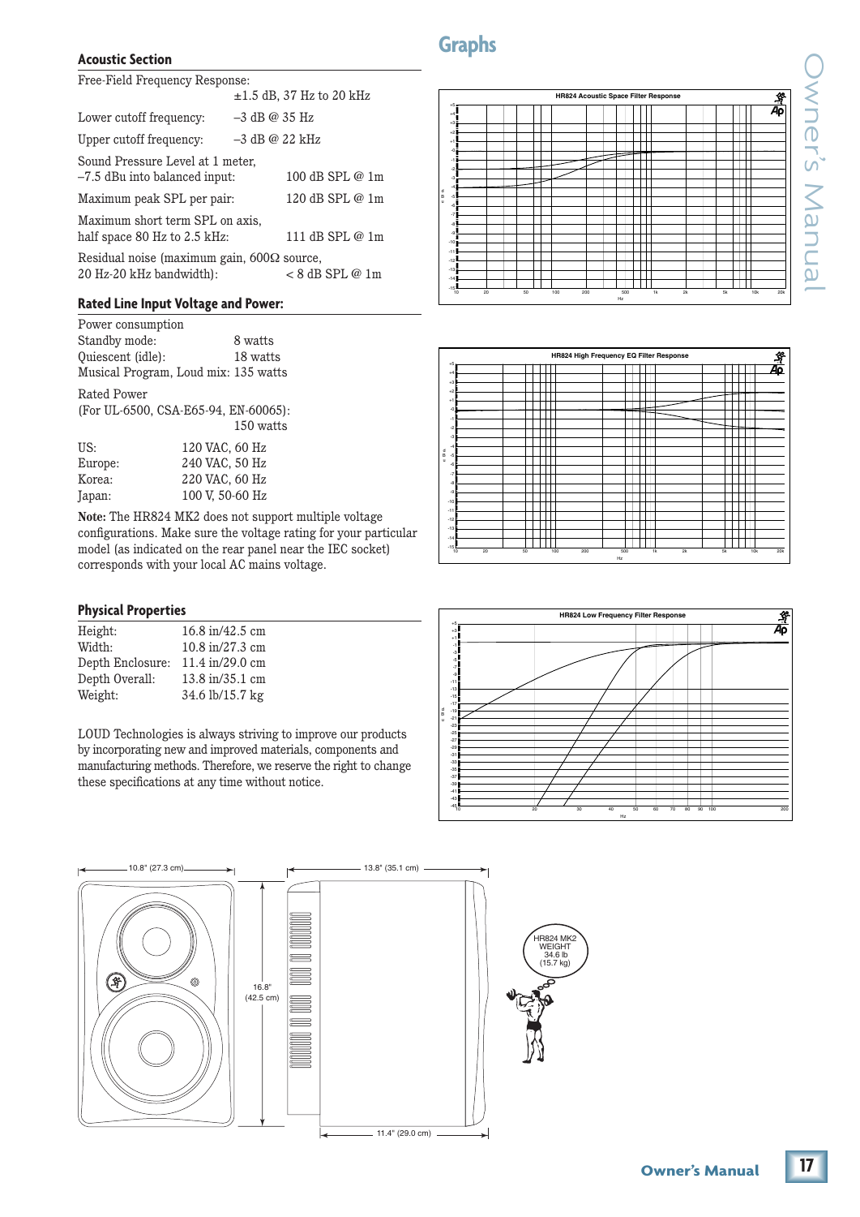## Acoustic Section

| | |
|---|---|
| Free-Field Frequency Response: | ±1.5 dB, 37 Hz to 20 kHz |
| Lower cutoff frequency: | –3 dB @ 35 Hz |
| Upper cutoff frequency: | –3 dB @ 22 kHz |
| Sound Pressure Level at 1 meter, –7.5 dBu into balanced input: | 100 dB SPL @ 1m |
| Maximum peak SPL per pair: | 120 dB SPL @ 1m |
| Maximum short term SPL on axis, half space 80 Hz to 2.5 kHz: | 111 dB SPL @ 1m |
| Residual noise (maximum gain, 600Ω source, 20 Hz-20 kHz bandwidth): | < 8 dB SPL @ 1m |

## Rated Line Input Voltage and Power:

Power consumption

| | |
|---|---|
| Standby mode: | 8 watts |
| Quiescent (idle): | 18 watts |
| Musical Program, Loud mix: | 135 watts |

Rated Power
(For UL-6500, CSA-E65-94, EN-60065):
150 watts

| | |
|---|---|
| US: | 120 VAC, 60 Hz |
| Europe: | 240 VAC, 50 Hz |
| Korea: | 220 VAC, 60 Hz |
| Japan: | 100 V, 50-60 Hz |

**Note:** The HR824 MK2 does not support multiple voltage configurations. Make sure the voltage rating for your particular model (as indicated on the rear panel near the IEC socket) corresponds with your local AC mains voltage.

## Physical Properties

| | |
|---|---|
| Height: | 16.8 in/42.5 cm |
| Width: | 10.8 in/27.3 cm |
| Depth Enclosure: | 11.4 in/29.0 cm |
| Depth Overall: | 13.8 in/35.1 cm |
| Weight: | 34.6 lb/15.7 kg |

LOUD Technologies is always striving to improve our products by incorporating new and improved materials, components and manufacturing methods. Therefore, we reserve the right to change these specifications at any time without notice.

## Graphs

HR824 Acoustic Space Filter Response

HR824 High Frequency EQ Filter Response

HR824 Low Frequency Filter Response

10.8" (27.3 cm) — 16.8" (42.5 cm) — 13.8" (35.1 cm) — 11.4" (29.0 cm)

HR824 MK2 WEIGHT 34.6 lb (15.7 kg)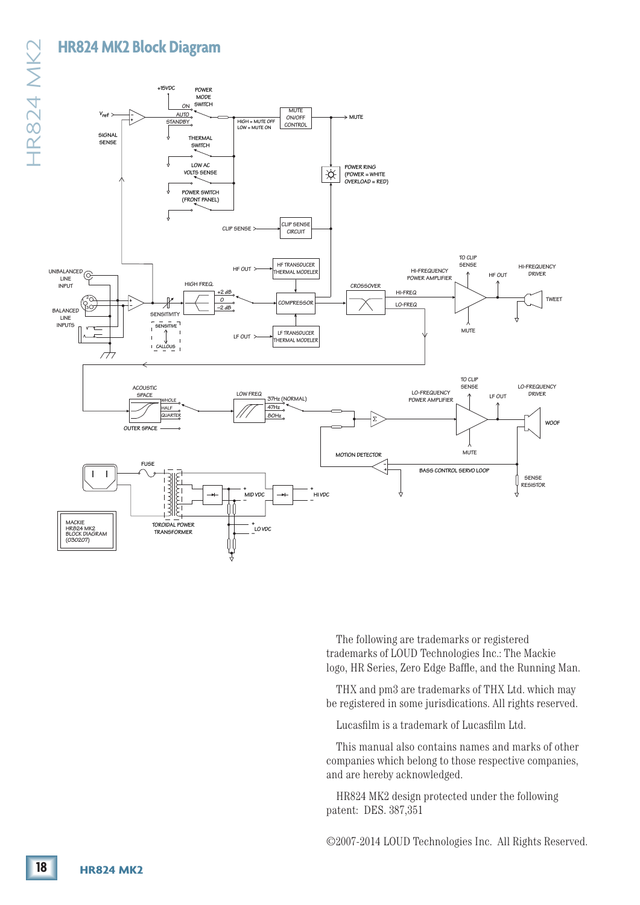## HR824 MK2 Block Diagram

+15VDC

POWER MODE SWITCH

ON

AUTO

STANDBY

$V_{ref}$

SIGNAL SENSE

HIGH = MUTE OFF
LOW = MUTE ON

MUTE ON/OFF CONTROL

MUTE

THERMAL SWITCH

LOW AC VOLTS SENSE

POWER SWITCH (FRONT PANEL)

POWER RING (POWER = WHITE OVERLOAD = RED)

CLIP SENSE

CLIP SENSE CIRCUIT

UNBALANCED LINE INPUT

BALANCED LINE INPUTS

HF OUT

HF TRANSDUCER THERMAL MODELER

HIGH FREQ.

+2 dB

0

–2 dB

COMPRESSOR

CROSSOVER

HI-FREQ

LO-FREQ

SENSITIVITY

SENSITIVE

CALLOUS

LF OUT

LF TRANSDUCER THERMAL MODELER

TO CLIP SENSE

HI-FREQUENCY POWER AMPLIFIER

HF OUT

HI-FREQUENCY DRIVER

TWEET

MUTE

ACOUSTIC SPACE

WHOLE

HALF

QUARTER

OUTER SPACE

LOW FREQ

37Hz (NORMAL)

47Hz

80Hz

TO CLIP SENSE

LO-FREQUENCY POWER AMPLIFIER

LF OUT

LO-FREQUENCY DRIVER

WOOF

MUTE

MOTION DETECTOR

BASS CONTROL SERVO LOOP

SENSE RESISTOR

FUSE

MID VDC

HI VDC

LO VDC

TOROIDAL POWER TRANSFORMER

MACKIE
HR824 MK2
BLOCK DIAGRAM
(030207)

The following are trademarks or registered trademarks of LOUD Technologies Inc.: The Mackie logo, HR Series, Zero Edge Baffle, and the Running Man.

THX and pm3 are trademarks of THX Ltd. which may be registered in some jurisdictions. All rights reserved.

Lucasfilm is a trademark of Lucasfilm Ltd.

This manual also contains names and marks of other companies which belong to those respective companies, and are hereby acknowledged.

HR824 MK2 design protected under the following patent: DES. 387,351

©2007-2014 LOUD Technologies Inc. All Rights Reserved.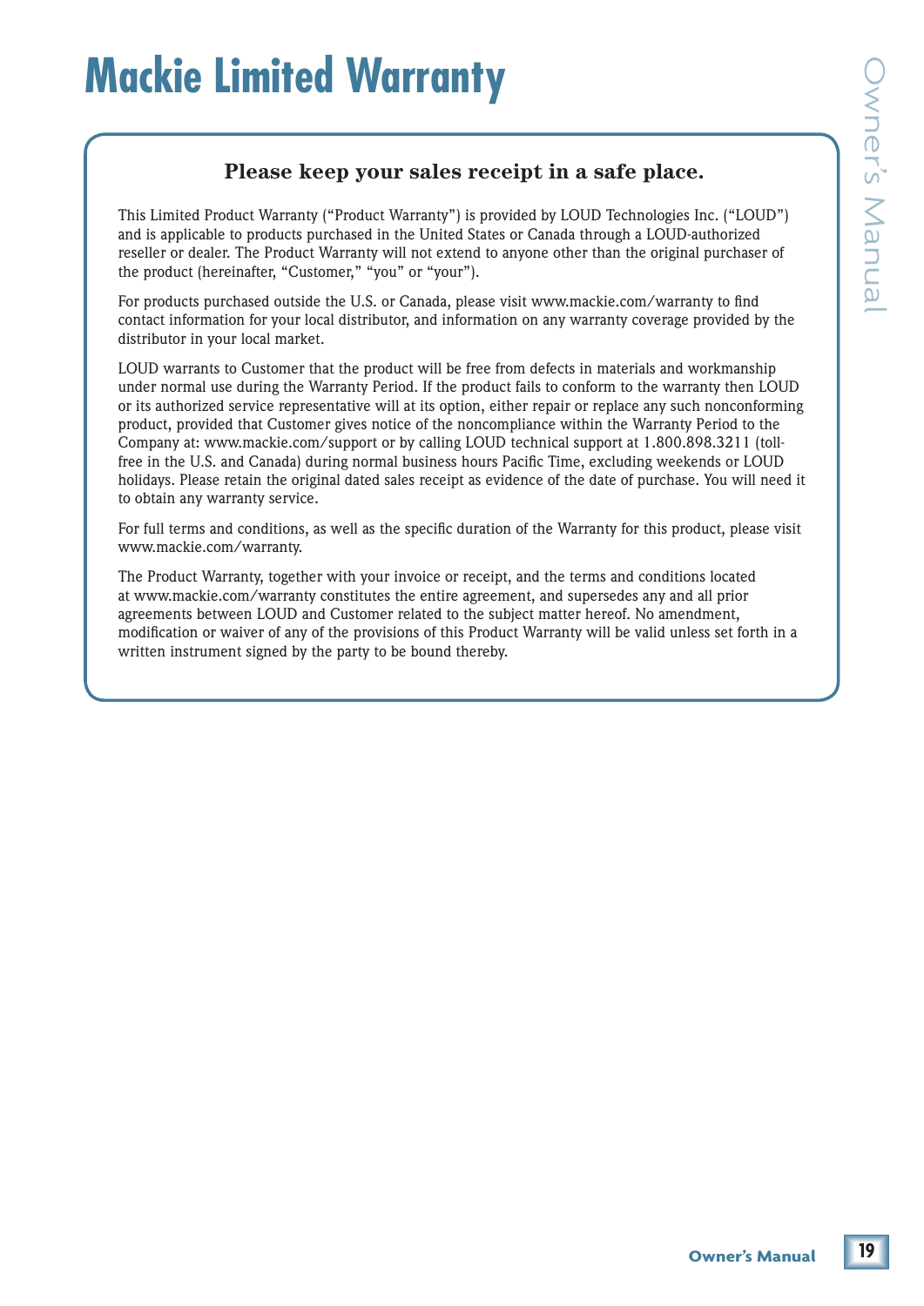# Mackie Limited Warranty

**Please keep your sales receipt in a safe place.**

This Limited Product Warranty ("Product Warranty") is provided by LOUD Technologies Inc. ("LOUD") and is applicable to products purchased in the United States or Canada through a LOUD-authorized reseller or dealer. The Product Warranty will not extend to anyone other than the original purchaser of the product (hereinafter, "Customer," "you" or "your").

For products purchased outside the U.S. or Canada, please visit www.mackie.com/warranty to find contact information for your local distributor, and information on any warranty coverage provided by the distributor in your local market.

LOUD warrants to Customer that the product will be free from defects in materials and workmanship under normal use during the Warranty Period. If the product fails to conform to the warranty then LOUD or its authorized service representative will at its option, either repair or replace any such nonconforming product, provided that Customer gives notice of the noncompliance within the Warranty Period to the Company at: www.mackie.com/support or by calling LOUD technical support at 1.800.898.3211 (toll-free in the U.S. and Canada) during normal business hours Pacific Time, excluding weekends or LOUD holidays. Please retain the original dated sales receipt as evidence of the date of purchase. You will need it to obtain any warranty service.

For full terms and conditions, as well as the specific duration of the Warranty for this product, please visit www.mackie.com/warranty.

The Product Warranty, together with your invoice or receipt, and the terms and conditions located at www.mackie.com/warranty constitutes the entire agreement, and supersedes any and all prior agreements between LOUD and Customer related to the subject matter hereof. No amendment, modification or waiver of any of the provisions of this Product Warranty will be valid unless set forth in a written instrument signed by the party to be bound thereby.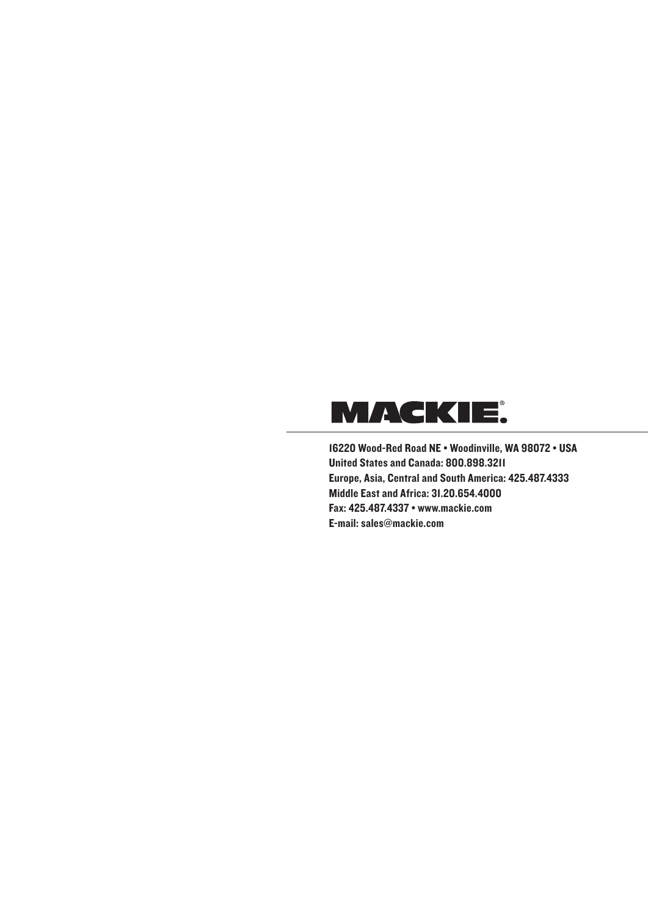**MACKIE.**

**16220 Wood-Red Road NE • Woodinville, WA 98072 • USA**
**United States and Canada: 800.898.3211**
**Europe, Asia, Central and South America: 425.487.4333**
**Middle East and Africa: 31.20.654.4000**
**Fax: 425.487.4337 • www.mackie.com**
**E-mail: sales@mackie.com**